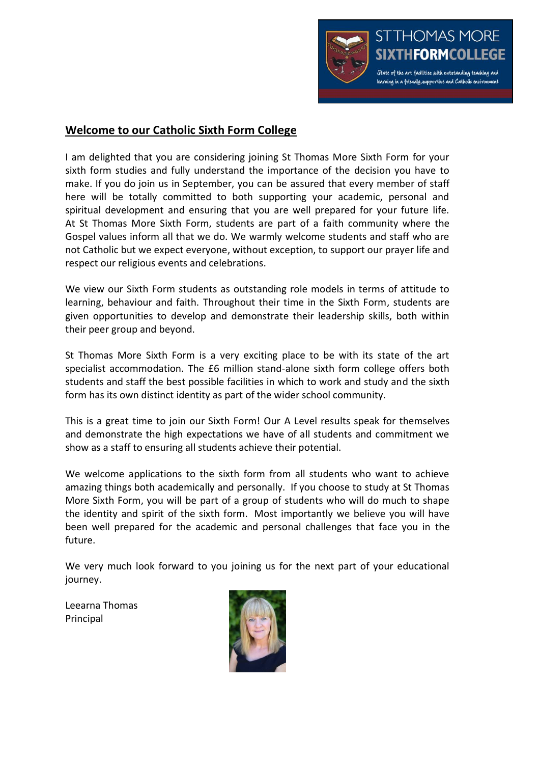ST THOMAS MORE
SIXTH FORM COLLEGE

State of the art facilities with outstanding teaching and learning in a friendly, supportive and Catholic environment

## Welcome to our Catholic Sixth Form College

I am delighted that you are considering joining St Thomas More Sixth Form for your sixth form studies and fully understand the importance of the decision you have to make. If you do join us in September, you can be assured that every member of staff here will be totally committed to both supporting your academic, personal and spiritual development and ensuring that you are well prepared for your future life. At St Thomas More Sixth Form, students are part of a faith community where the Gospel values inform all that we do. We warmly welcome students and staff who are not Catholic but we expect everyone, without exception, to support our prayer life and respect our religious events and celebrations.

We view our Sixth Form students as outstanding role models in terms of attitude to learning, behaviour and faith. Throughout their time in the Sixth Form, students are given opportunities to develop and demonstrate their leadership skills, both within their peer group and beyond.

St Thomas More Sixth Form is a very exciting place to be with its state of the art specialist accommodation. The £6 million stand-alone sixth form college offers both students and staff the best possible facilities in which to work and study and the sixth form has its own distinct identity as part of the wider school community.

This is a great time to join our Sixth Form! Our A Level results speak for themselves and demonstrate the high expectations we have of all students and commitment we show as a staff to ensuring all students achieve their potential.

We welcome applications to the sixth form from all students who want to achieve amazing things both academically and personally. If you choose to study at St Thomas More Sixth Form, you will be part of a group of students who will do much to shape the identity and spirit of the sixth form. Most importantly we believe you will have been well prepared for the academic and personal challenges that face you in the future.

We very much look forward to you joining us for the next part of your educational journey.

Leearna Thomas
Principal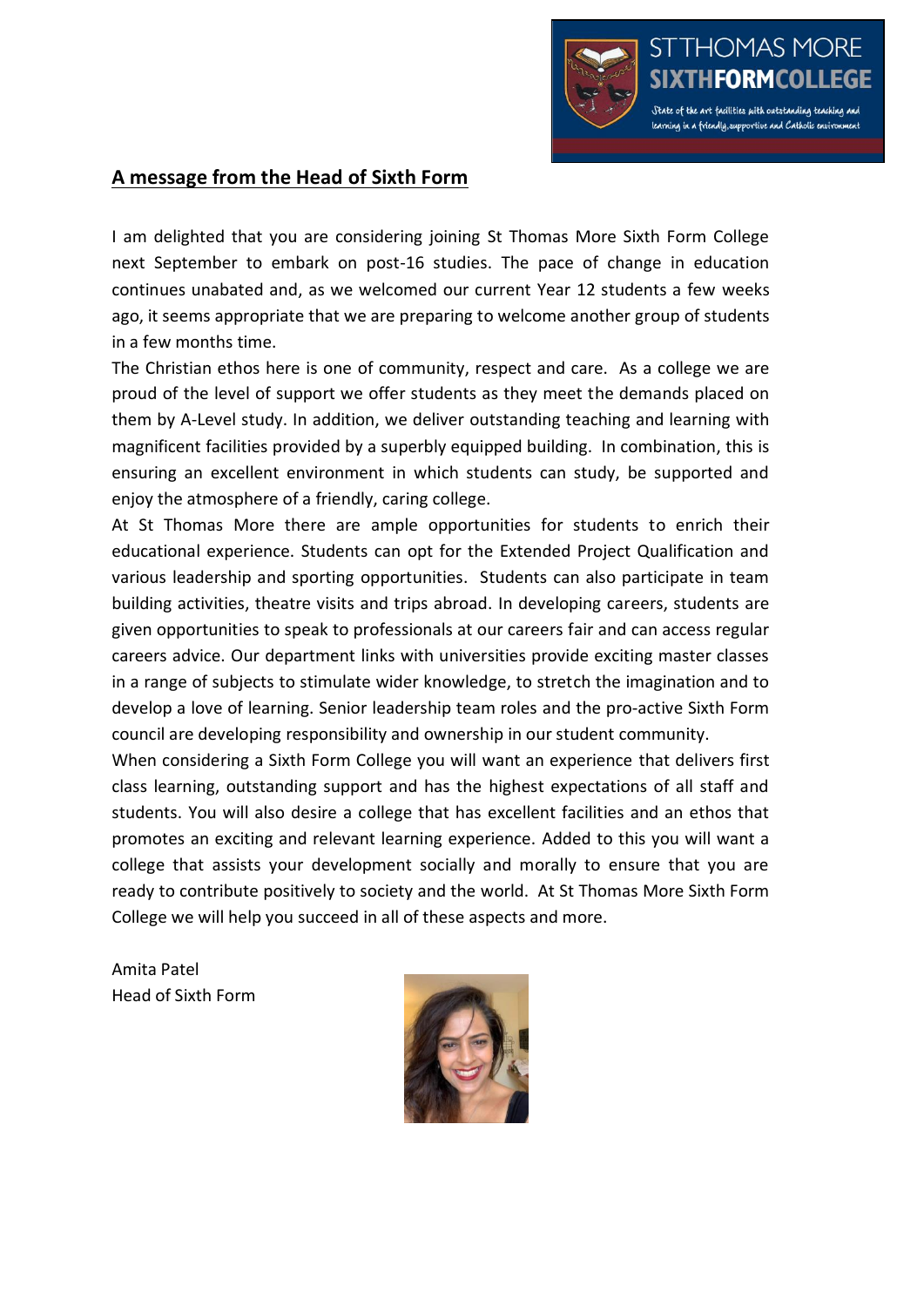## A message from the Head of Sixth Form

I am delighted that you are considering joining St Thomas More Sixth Form College next September to embark on post-16 studies. The pace of change in education continues unabated and, as we welcomed our current Year 12 students a few weeks ago, it seems appropriate that we are preparing to welcome another group of students in a few months time.

The Christian ethos here is one of community, respect and care. As a college we are proud of the level of support we offer students as they meet the demands placed on them by A-Level study. In addition, we deliver outstanding teaching and learning with magnificent facilities provided by a superbly equipped building. In combination, this is ensuring an excellent environment in which students can study, be supported and enjoy the atmosphere of a friendly, caring college.

At St Thomas More there are ample opportunities for students to enrich their educational experience. Students can opt for the Extended Project Qualification and various leadership and sporting opportunities. Students can also participate in team building activities, theatre visits and trips abroad. In developing careers, students are given opportunities to speak to professionals at our careers fair and can access regular careers advice. Our department links with universities provide exciting master classes in a range of subjects to stimulate wider knowledge, to stretch the imagination and to develop a love of learning. Senior leadership team roles and the pro-active Sixth Form council are developing responsibility and ownership in our student community.

When considering a Sixth Form College you will want an experience that delivers first class learning, outstanding support and has the highest expectations of all staff and students. You will also desire a college that has excellent facilities and an ethos that promotes an exciting and relevant learning experience. Added to this you will want a college that assists your development socially and morally to ensure that you are ready to contribute positively to society and the world. At St Thomas More Sixth Form College we will help you succeed in all of these aspects and more.

Amita Patel
Head of Sixth Form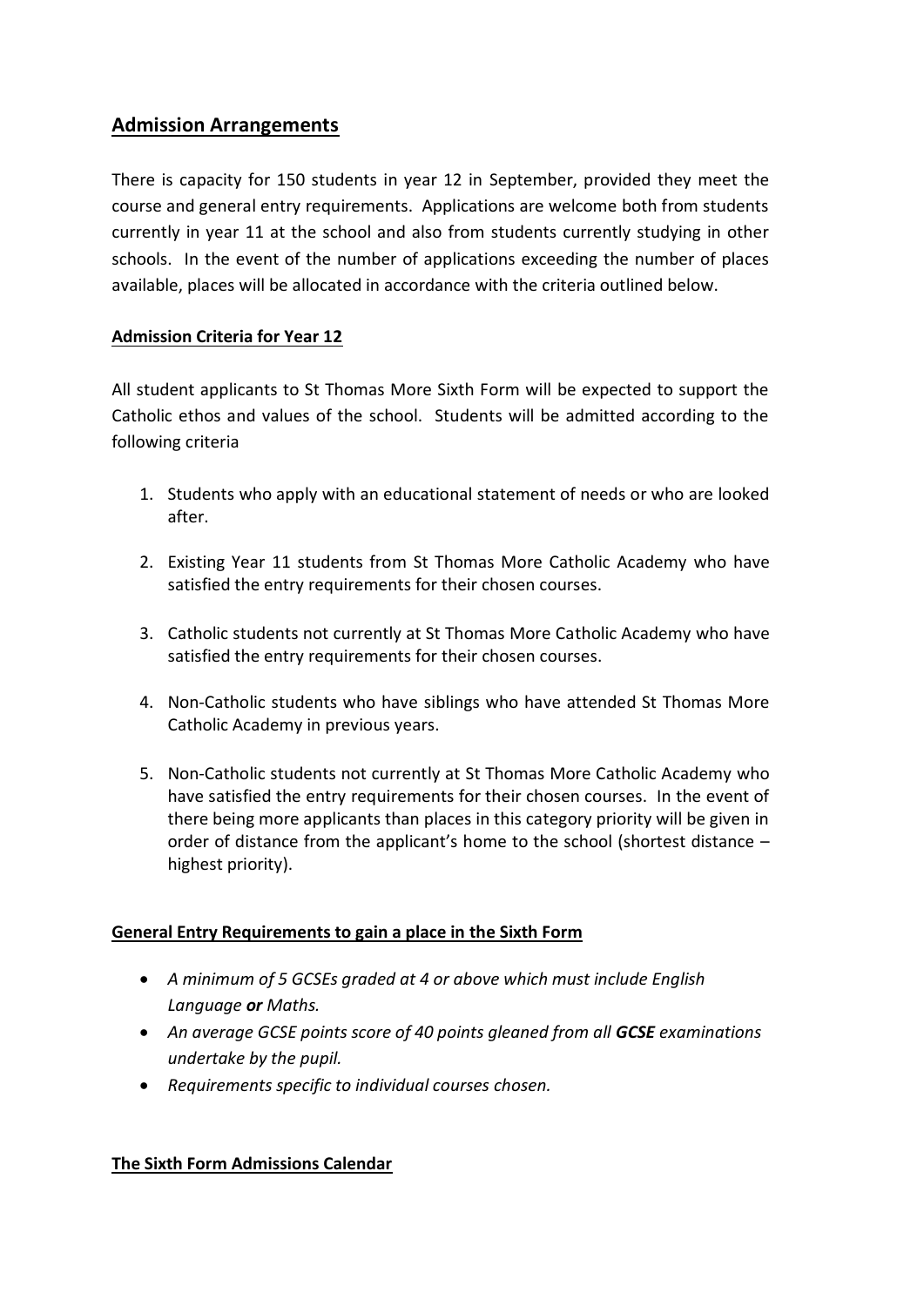## Admission Arrangements

There is capacity for 150 students in year 12 in September, provided they meet the course and general entry requirements. Applications are welcome both from students currently in year 11 at the school and also from students currently studying in other schools. In the event of the number of applications exceeding the number of places available, places will be allocated in accordance with the criteria outlined below.

### Admission Criteria for Year 12

All student applicants to St Thomas More Sixth Form will be expected to support the Catholic ethos and values of the school. Students will be admitted according to the following criteria

1. Students who apply with an educational statement of needs or who are looked after.
2. Existing Year 11 students from St Thomas More Catholic Academy who have satisfied the entry requirements for their chosen courses.
3. Catholic students not currently at St Thomas More Catholic Academy who have satisfied the entry requirements for their chosen courses.
4. Non-Catholic students who have siblings who have attended St Thomas More Catholic Academy in previous years.
5. Non-Catholic students not currently at St Thomas More Catholic Academy who have satisfied the entry requirements for their chosen courses. In the event of there being more applicants than places in this category priority will be given in order of distance from the applicant's home to the school (shortest distance – highest priority).

### General Entry Requirements to gain a place in the Sixth Form

- *A minimum of 5 GCSEs graded at 4 or above which must include English Language **or** Maths.*
- *An average GCSE points score of 40 points gleaned from all **GCSE** examinations undertake by the pupil.*
- *Requirements specific to individual courses chosen.*

### The Sixth Form Admissions Calendar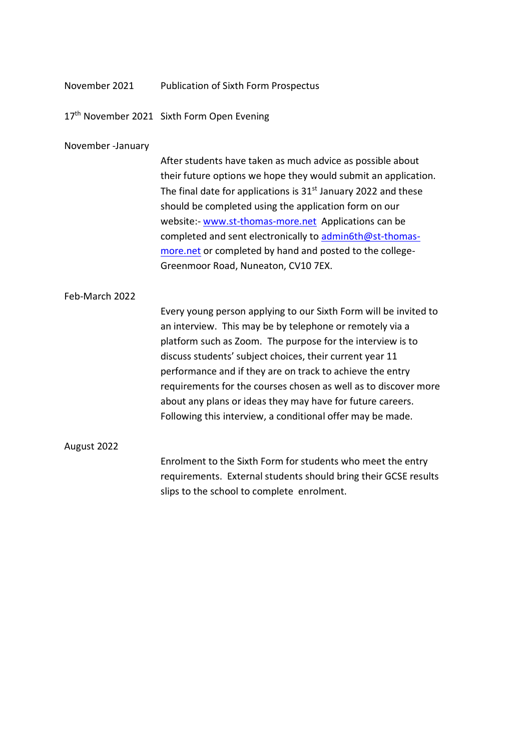November 2021 Publication of Sixth Form Prospectus

17th November 2021 Sixth Form Open Evening

November -January

After students have taken as much advice as possible about their future options we hope they would submit an application. The final date for applications is 31st January 2022 and these should be completed using the application form on our website:- www.st-thomas-more.net Applications can be completed and sent electronically to admin6th@st-thomas-more.net or completed by hand and posted to the college- Greenmoor Road, Nuneaton, CV10 7EX.

Feb-March 2022

Every young person applying to our Sixth Form will be invited to an interview. This may be by telephone or remotely via a platform such as Zoom. The purpose for the interview is to discuss students' subject choices, their current year 11 performance and if they are on track to achieve the entry requirements for the courses chosen as well as to discover more about any plans or ideas they may have for future careers. Following this interview, a conditional offer may be made.

August 2022

Enrolment to the Sixth Form for students who meet the entry requirements. External students should bring their GCSE results slips to the school to complete enrolment.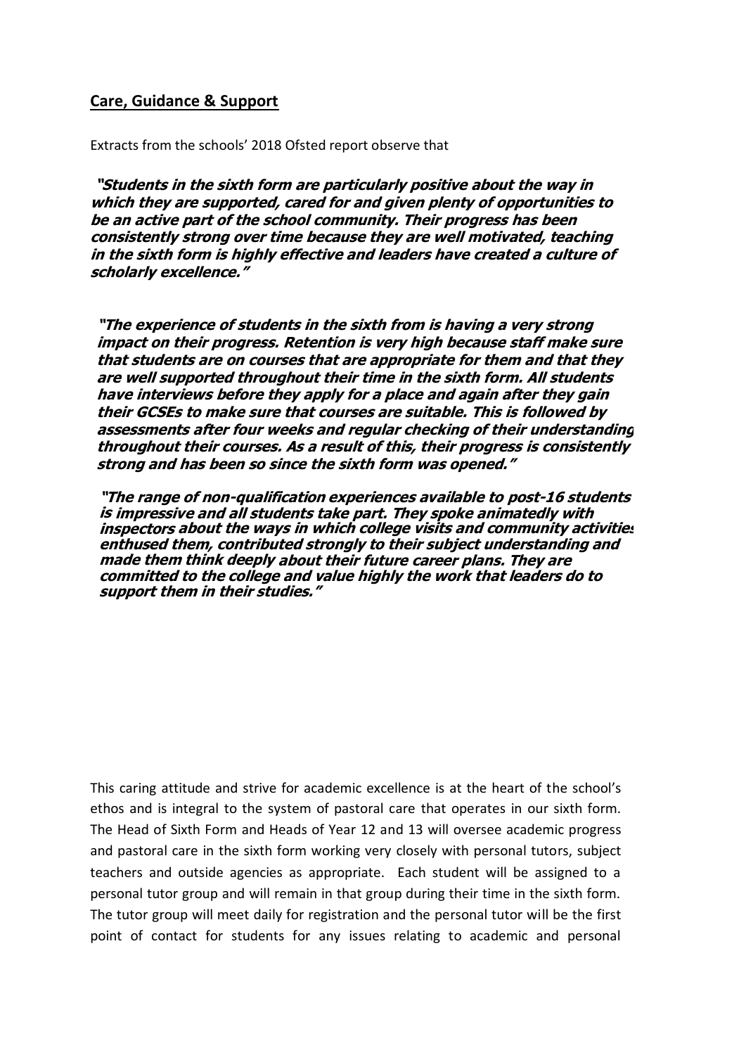## Care, Guidance & Support

Extracts from the schools' 2018 Ofsted report observe that

***"Students in the sixth form are particularly positive about the way in which they are supported, cared for and given plenty of opportunities to be an active part of the school community. Their progress has been consistently strong over time because they are well motivated, teaching in the sixth form is highly effective and leaders have created a culture of scholarly excellence."***

***"The experience of students in the sixth from is having a very strong impact on their progress. Retention is very high because staff make sure that students are on courses that are appropriate for them and that they are well supported throughout their time in the sixth form. All students have interviews before they apply for a place and again after they gain their GCSEs to make sure that courses are suitable. This is followed by assessments after four weeks and regular checking of their understanding throughout their courses. As a result of this, their progress is consistently strong and has been so since the sixth form was opened."***

***"The range of non-qualification experiences available to post-16 students is impressive and all students take part. They spoke animatedly with inspectors about the ways in which college visits and community activities enthused them, contributed strongly to their subject understanding and made them think deeply about their future career plans. They are committed to the college and value highly the work that leaders do to support them in their studies."***

This caring attitude and strive for academic excellence is at the heart of the school's ethos and is integral to the system of pastoral care that operates in our sixth form. The Head of Sixth Form and Heads of Year 12 and 13 will oversee academic progress and pastoral care in the sixth form working very closely with personal tutors, subject teachers and outside agencies as appropriate. Each student will be assigned to a personal tutor group and will remain in that group during their time in the sixth form. The tutor group will meet daily for registration and the personal tutor will be the first point of contact for students for any issues relating to academic and personal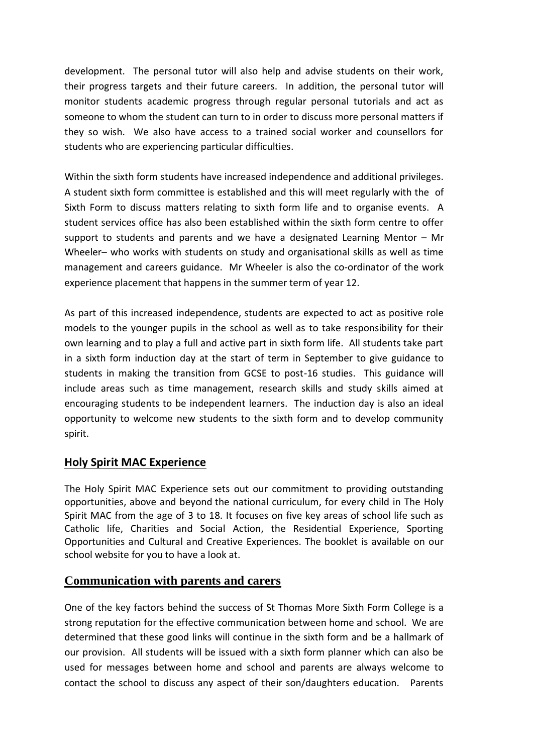development. The personal tutor will also help and advise students on their work, their progress targets and their future careers. In addition, the personal tutor will monitor students academic progress through regular personal tutorials and act as someone to whom the student can turn to in order to discuss more personal matters if they so wish. We also have access to a trained social worker and counsellors for students who are experiencing particular difficulties.

Within the sixth form students have increased independence and additional privileges. A student sixth form committee is established and this will meet regularly with the of Sixth Form to discuss matters relating to sixth form life and to organise events. A student services office has also been established within the sixth form centre to offer support to students and parents and we have a designated Learning Mentor – Mr Wheeler– who works with students on study and organisational skills as well as time management and careers guidance. Mr Wheeler is also the co-ordinator of the work experience placement that happens in the summer term of year 12.

As part of this increased independence, students are expected to act as positive role models to the younger pupils in the school as well as to take responsibility for their own learning and to play a full and active part in sixth form life. All students take part in a sixth form induction day at the start of term in September to give guidance to students in making the transition from GCSE to post-16 studies. This guidance will include areas such as time management, research skills and study skills aimed at encouraging students to be independent learners. The induction day is also an ideal opportunity to welcome new students to the sixth form and to develop community spirit.

## Holy Spirit MAC Experience

The Holy Spirit MAC Experience sets out our commitment to providing outstanding opportunities, above and beyond the national curriculum, for every child in The Holy Spirit MAC from the age of 3 to 18. It focuses on five key areas of school life such as Catholic life, Charities and Social Action, the Residential Experience, Sporting Opportunities and Cultural and Creative Experiences. The booklet is available on our school website for you to have a look at.

## Communication with parents and carers

One of the key factors behind the success of St Thomas More Sixth Form College is a strong reputation for the effective communication between home and school. We are determined that these good links will continue in the sixth form and be a hallmark of our provision. All students will be issued with a sixth form planner which can also be used for messages between home and school and parents are always welcome to contact the school to discuss any aspect of their son/daughters education. Parents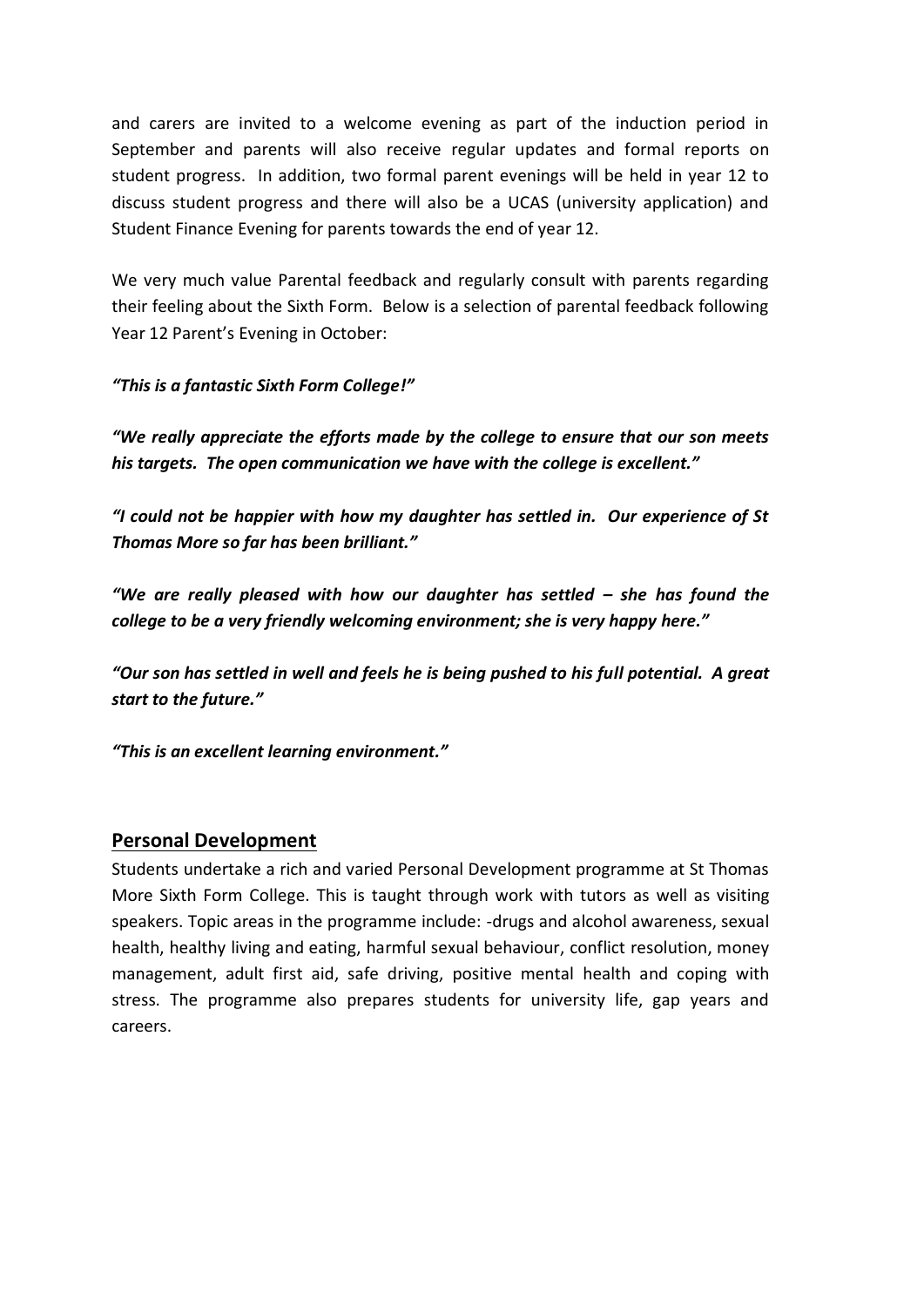and carers are invited to a welcome evening as part of the induction period in September and parents will also receive regular updates and formal reports on student progress. In addition, two formal parent evenings will be held in year 12 to discuss student progress and there will also be a UCAS (university application) and Student Finance Evening for parents towards the end of year 12.

We very much value Parental feedback and regularly consult with parents regarding their feeling about the Sixth Form. Below is a selection of parental feedback following Year 12 Parent's Evening in October:

***"This is a fantastic Sixth Form College!"***

***"We really appreciate the efforts made by the college to ensure that our son meets his targets. The open communication we have with the college is excellent."***

***"I could not be happier with how my daughter has settled in. Our experience of St Thomas More so far has been brilliant."***

***"We are really pleased with how our daughter has settled – she has found the college to be a very friendly welcoming environment; she is very happy here."***

***"Our son has settled in well and feels he is being pushed to his full potential. A great start to the future."***

***"This is an excellent learning environment."***

## Personal Development

Students undertake a rich and varied Personal Development programme at St Thomas More Sixth Form College. This is taught through work with tutors as well as visiting speakers. Topic areas in the programme include: -drugs and alcohol awareness, sexual health, healthy living and eating, harmful sexual behaviour, conflict resolution, money management, adult first aid, safe driving, positive mental health and coping with stress. The programme also prepares students for university life, gap years and careers.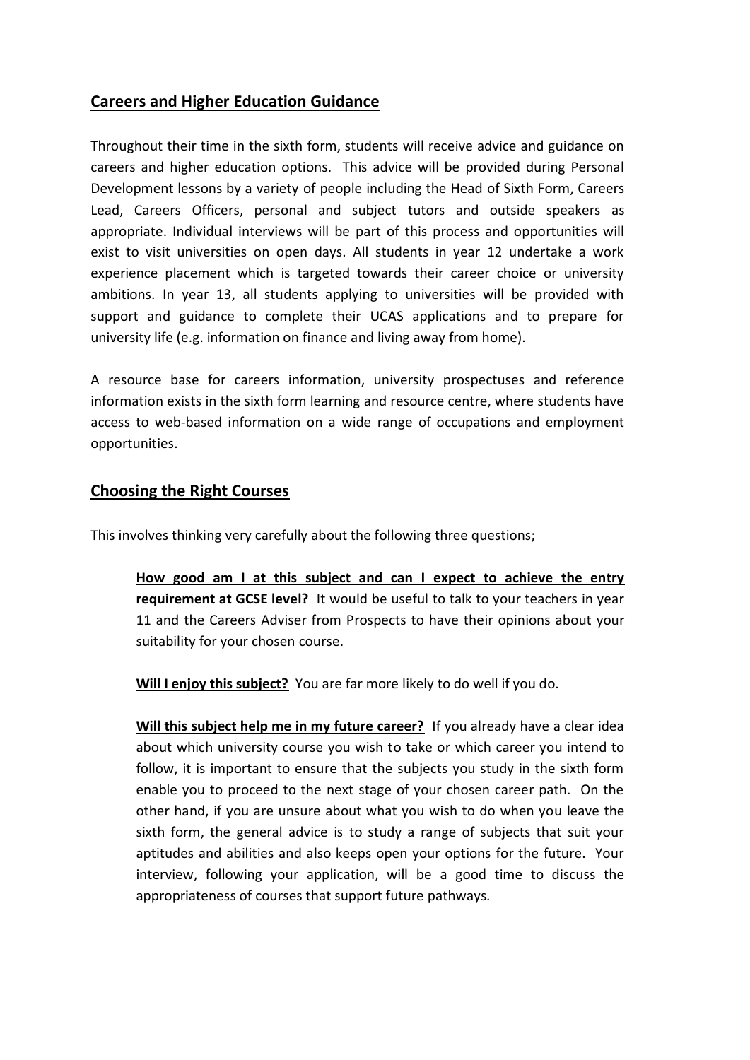## Careers and Higher Education Guidance

Throughout their time in the sixth form, students will receive advice and guidance on careers and higher education options. This advice will be provided during Personal Development lessons by a variety of people including the Head of Sixth Form, Careers Lead, Careers Officers, personal and subject tutors and outside speakers as appropriate. Individual interviews will be part of this process and opportunities will exist to visit universities on open days. All students in year 12 undertake a work experience placement which is targeted towards their career choice or university ambitions. In year 13, all students applying to universities will be provided with support and guidance to complete their UCAS applications and to prepare for university life (e.g. information on finance and living away from home).

A resource base for careers information, university prospectuses and reference information exists in the sixth form learning and resource centre, where students have access to web-based information on a wide range of occupations and employment opportunities.

## Choosing the Right Courses

This involves thinking very carefully about the following three questions;

**How good am I at this subject and can I expect to achieve the entry requirement at GCSE level?** It would be useful to talk to your teachers in year 11 and the Careers Adviser from Prospects to have their opinions about your suitability for your chosen course.

**Will I enjoy this subject?** You are far more likely to do well if you do.

**Will this subject help me in my future career?** If you already have a clear idea about which university course you wish to take or which career you intend to follow, it is important to ensure that the subjects you study in the sixth form enable you to proceed to the next stage of your chosen career path. On the other hand, if you are unsure about what you wish to do when you leave the sixth form, the general advice is to study a range of subjects that suit your aptitudes and abilities and also keeps open your options for the future. Your interview, following your application, will be a good time to discuss the appropriateness of courses that support future pathways.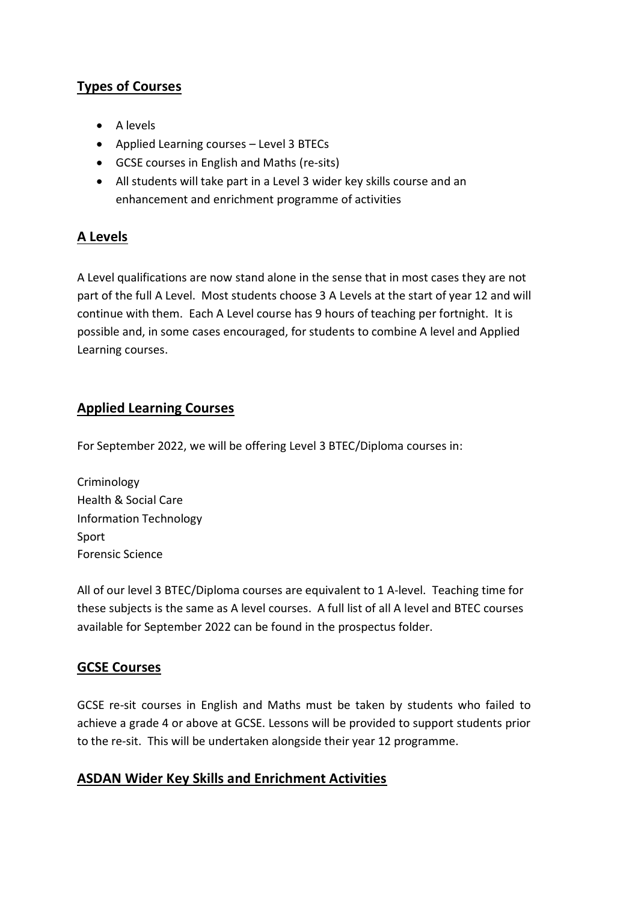## Types of Courses

- A levels
- Applied Learning courses – Level 3 BTECs
- GCSE courses in English and Maths (re-sits)
- All students will take part in a Level 3 wider key skills course and an enhancement and enrichment programme of activities

## A Levels

A Level qualifications are now stand alone in the sense that in most cases they are not part of the full A Level. Most students choose 3 A Levels at the start of year 12 and will continue with them. Each A Level course has 9 hours of teaching per fortnight. It is possible and, in some cases encouraged, for students to combine A level and Applied Learning courses.

## Applied Learning Courses

For September 2022, we will be offering Level 3 BTEC/Diploma courses in:

Criminology
Health & Social Care
Information Technology
Sport
Forensic Science

All of our level 3 BTEC/Diploma courses are equivalent to 1 A-level. Teaching time for these subjects is the same as A level courses. A full list of all A level and BTEC courses available for September 2022 can be found in the prospectus folder.

## GCSE Courses

GCSE re-sit courses in English and Maths must be taken by students who failed to achieve a grade 4 or above at GCSE. Lessons will be provided to support students prior to the re-sit. This will be undertaken alongside their year 12 programme.

## ASDAN Wider Key Skills and Enrichment Activities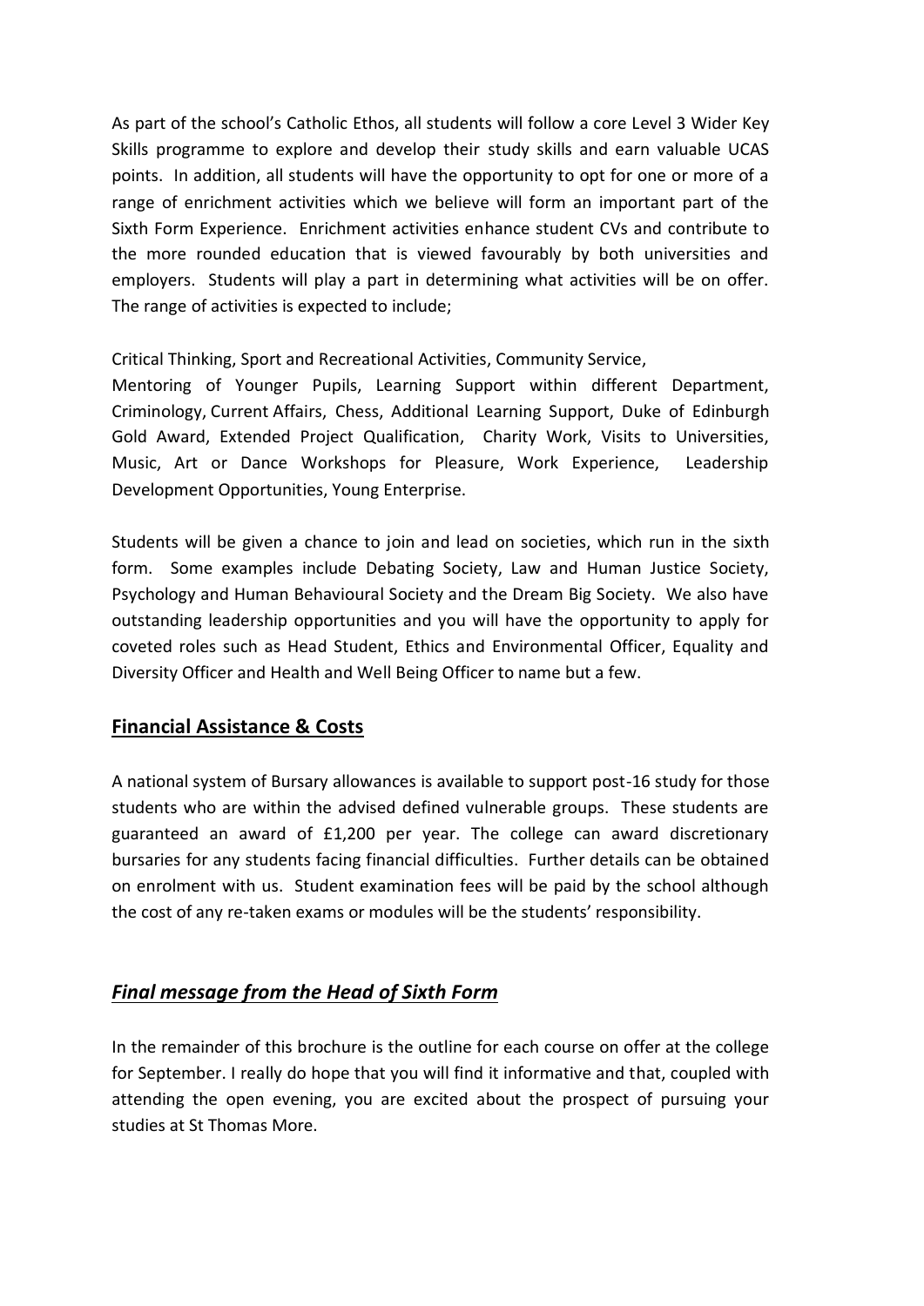As part of the school's Catholic Ethos, all students will follow a core Level 3 Wider Key Skills programme to explore and develop their study skills and earn valuable UCAS points. In addition, all students will have the opportunity to opt for one or more of a range of enrichment activities which we believe will form an important part of the Sixth Form Experience. Enrichment activities enhance student CVs and contribute to the more rounded education that is viewed favourably by both universities and employers. Students will play a part in determining what activities will be on offer. The range of activities is expected to include;

Critical Thinking, Sport and Recreational Activities, Community Service,
Mentoring of Younger Pupils, Learning Support within different Department, Criminology, Current Affairs, Chess, Additional Learning Support, Duke of Edinburgh Gold Award, Extended Project Qualification, Charity Work, Visits to Universities, Music, Art or Dance Workshops for Pleasure, Work Experience, Leadership Development Opportunities, Young Enterprise.

Students will be given a chance to join and lead on societies, which run in the sixth form. Some examples include Debating Society, Law and Human Justice Society, Psychology and Human Behavioural Society and the Dream Big Society. We also have outstanding leadership opportunities and you will have the opportunity to apply for coveted roles such as Head Student, Ethics and Environmental Officer, Equality and Diversity Officer and Health and Well Being Officer to name but a few.

## Financial Assistance & Costs

A national system of Bursary allowances is available to support post-16 study for those students who are within the advised defined vulnerable groups. These students are guaranteed an award of £1,200 per year. The college can award discretionary bursaries for any students facing financial difficulties. Further details can be obtained on enrolment with us. Student examination fees will be paid by the school although the cost of any re-taken exams or modules will be the students' responsibility.

## *Final message from the Head of Sixth Form*

In the remainder of this brochure is the outline for each course on offer at the college for September. I really do hope that you will find it informative and that, coupled with attending the open evening, you are excited about the prospect of pursuing your studies at St Thomas More.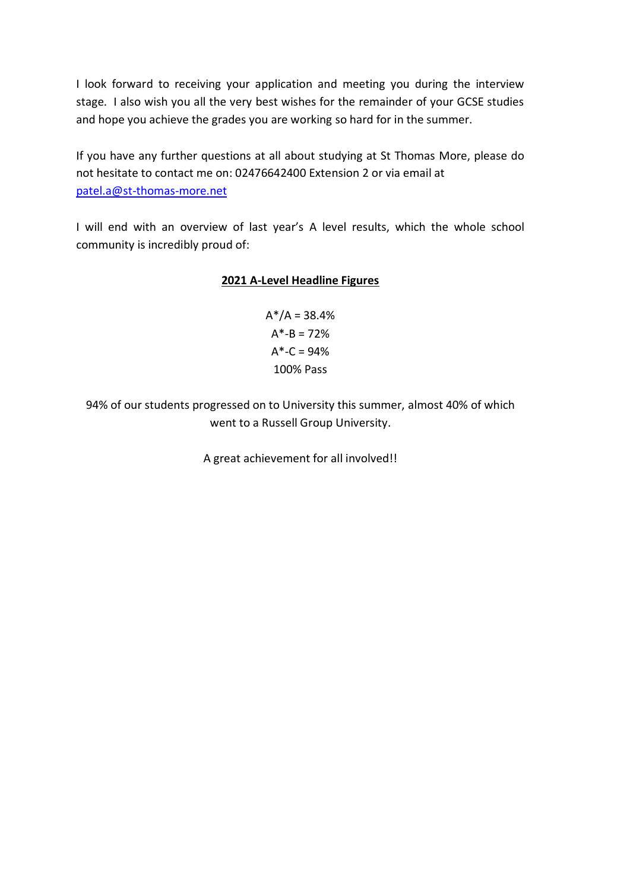I look forward to receiving your application and meeting you during the interview stage. I also wish you all the very best wishes for the remainder of your GCSE studies and hope you achieve the grades you are working so hard for in the summer.

If you have any further questions at all about studying at St Thomas More, please do not hesitate to contact me on: 02476642400 Extension 2 or via email at [patel.a@st-thomas-more.net](mailto:patel.a@st-thomas-more.net)

I will end with an overview of last year's A level results, which the whole school community is incredibly proud of:

**2021 A-Level Headline Figures**

A*/A = 38.4%
A*-B = 72%
A*-C = 94%
100% Pass

94% of our students progressed on to University this summer, almost 40% of which went to a Russell Group University.

A great achievement for all involved!!